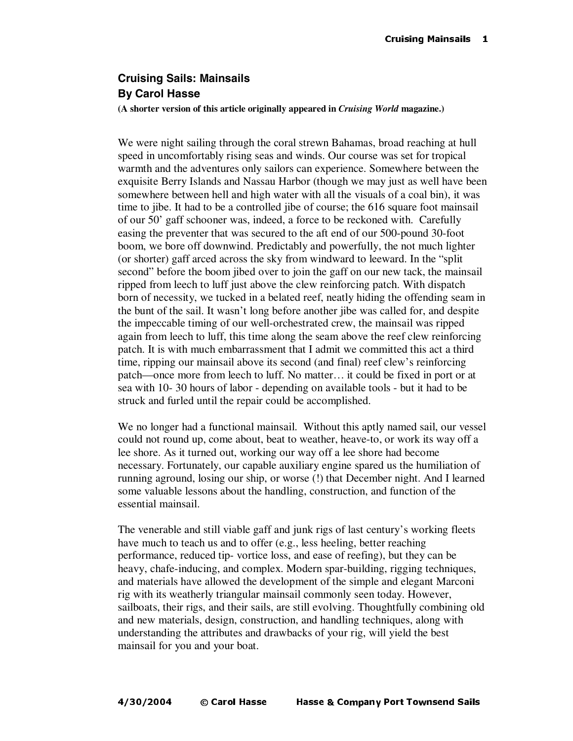# Cruising Sails: Mainsails

## By Carol Hasse

**(A shorter version of this article originally appeared in *Cruising World* magazine.)**

We were night sailing through the coral strewn Bahamas, broad reaching at hull speed in uncomfortably rising seas and winds. Our course was set for tropical warmth and the adventures only sailors can experience. Somewhere between the exquisite Berry Islands and Nassau Harbor (though we may just as well have been somewhere between hell and high water with all the visuals of a coal bin), it was time to jibe. It had to be a controlled jibe of course; the 616 square foot mainsail of our 50' gaff schooner was, indeed, a force to be reckoned with. Carefully easing the preventer that was secured to the aft end of our 500-pound 30-foot boom, we bore off downwind. Predictably and powerfully, the not much lighter (or shorter) gaff arced across the sky from windward to leeward. In the "split second" before the boom jibed over to join the gaff on our new tack, the mainsail ripped from leech to luff just above the clew reinforcing patch. With dispatch born of necessity, we tucked in a belated reef, neatly hiding the offending seam in the bunt of the sail. It wasn't long before another jibe was called for, and despite the impeccable timing of our well-orchestrated crew, the mainsail was ripped again from leech to luff, this time along the seam above the reef clew reinforcing patch. It is with much embarrassment that I admit we committed this act a third time, ripping our mainsail above its second (and final) reef clew's reinforcing patch—once more from leech to luff. No matter… it could be fixed in port or at sea with 10- 30 hours of labor - depending on available tools - but it had to be struck and furled until the repair could be accomplished.

We no longer had a functional mainsail. Without this aptly named sail, our vessel could not round up, come about, beat to weather, heave-to, or work its way off a lee shore. As it turned out, working our way off a lee shore had become necessary. Fortunately, our capable auxiliary engine spared us the humiliation of running aground, losing our ship, or worse (!) that December night. And I learned some valuable lessons about the handling, construction, and function of the essential mainsail.

The venerable and still viable gaff and junk rigs of last century's working fleets have much to teach us and to offer (e.g., less heeling, better reaching performance, reduced tip- vortice loss, and ease of reefing), but they can be heavy, chafe-inducing, and complex. Modern spar-building, rigging techniques, and materials have allowed the development of the simple and elegant Marconi rig with its weatherly triangular mainsail commonly seen today. However, sailboats, their rigs, and their sails, are still evolving. Thoughtfully combining old and new materials, design, construction, and handling techniques, along with understanding the attributes and drawbacks of your rig, will yield the best mainsail for you and your boat.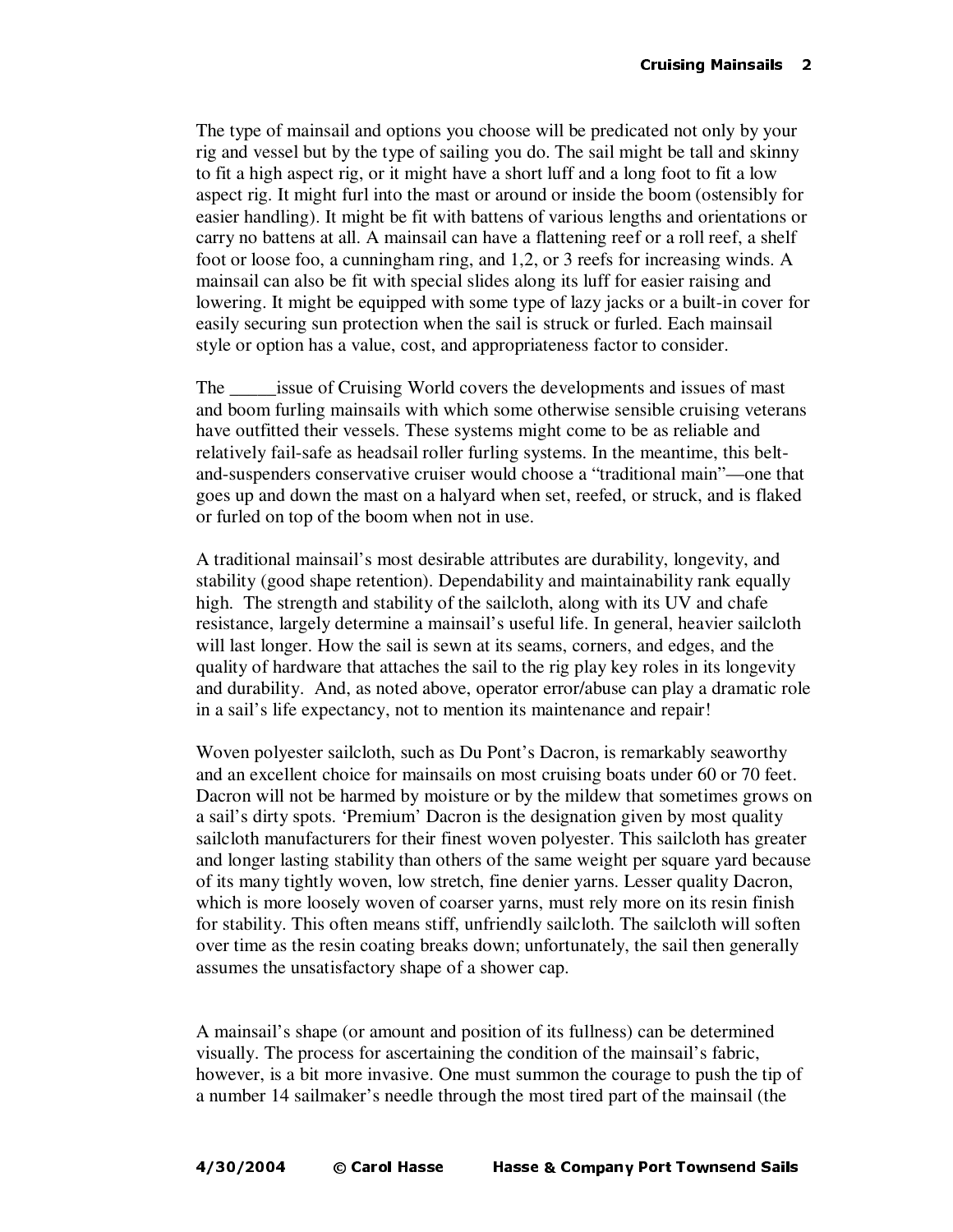The type of mainsail and options you choose will be predicated not only by your rig and vessel but by the type of sailing you do. The sail might be tall and skinny to fit a high aspect rig, or it might have a short luff and a long foot to fit a low aspect rig. It might furl into the mast or around or inside the boom (ostensibly for easier handling). It might be fit with battens of various lengths and orientations or carry no battens at all. A mainsail can have a flattening reef or a roll reef, a shelf foot or loose foo, a cunningham ring, and 1,2, or 3 reefs for increasing winds. A mainsail can also be fit with special slides along its luff for easier raising and lowering. It might be equipped with some type of lazy jacks or a built-in cover for easily securing sun protection when the sail is struck or furled. Each mainsail style or option has a value, cost, and appropriateness factor to consider.

The _____issue of Cruising World covers the developments and issues of mast and boom furling mainsails with which some otherwise sensible cruising veterans have outfitted their vessels. These systems might come to be as reliable and relatively fail-safe as headsail roller furling systems. In the meantime, this belt-and-suspenders conservative cruiser would choose a "traditional main"—one that goes up and down the mast on a halyard when set, reefed, or struck, and is flaked or furled on top of the boom when not in use.

A traditional mainsail's most desirable attributes are durability, longevity, and stability (good shape retention). Dependability and maintainability rank equally high. The strength and stability of the sailcloth, along with its UV and chafe resistance, largely determine a mainsail's useful life. In general, heavier sailcloth will last longer. How the sail is sewn at its seams, corners, and edges, and the quality of hardware that attaches the sail to the rig play key roles in its longevity and durability. And, as noted above, operator error/abuse can play a dramatic role in a sail's life expectancy, not to mention its maintenance and repair!

Woven polyester sailcloth, such as Du Pont's Dacron, is remarkably seaworthy and an excellent choice for mainsails on most cruising boats under 60 or 70 feet. Dacron will not be harmed by moisture or by the mildew that sometimes grows on a sail's dirty spots. 'Premium' Dacron is the designation given by most quality sailcloth manufacturers for their finest woven polyester. This sailcloth has greater and longer lasting stability than others of the same weight per square yard because of its many tightly woven, low stretch, fine denier yarns. Lesser quality Dacron, which is more loosely woven of coarser yarns, must rely more on its resin finish for stability. This often means stiff, unfriendly sailcloth. The sailcloth will soften over time as the resin coating breaks down; unfortunately, the sail then generally assumes the unsatisfactory shape of a shower cap.

A mainsail's shape (or amount and position of its fullness) can be determined visually. The process for ascertaining the condition of the mainsail's fabric, however, is a bit more invasive. One must summon the courage to push the tip of a number 14 sailmaker's needle through the most tired part of the mainsail (the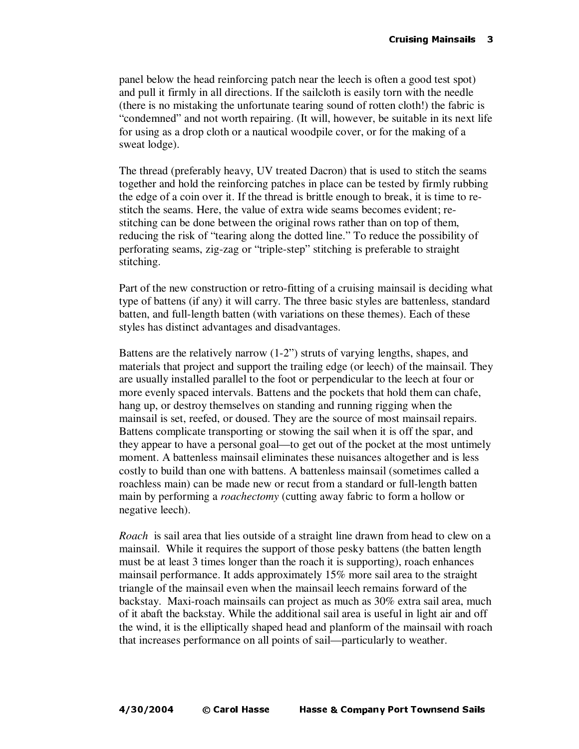panel below the head reinforcing patch near the leech is often a good test spot) and pull it firmly in all directions. If the sailcloth is easily torn with the needle (there is no mistaking the unfortunate tearing sound of rotten cloth!) the fabric is "condemned" and not worth repairing. (It will, however, be suitable in its next life for using as a drop cloth or a nautical woodpile cover, or for the making of a sweat lodge).

The thread (preferably heavy, UV treated Dacron) that is used to stitch the seams together and hold the reinforcing patches in place can be tested by firmly rubbing the edge of a coin over it. If the thread is brittle enough to break, it is time to re-stitch the seams. Here, the value of extra wide seams becomes evident; re-stitching can be done between the original rows rather than on top of them, reducing the risk of "tearing along the dotted line." To reduce the possibility of perforating seams, zig-zag or "triple-step" stitching is preferable to straight stitching.

Part of the new construction or retro-fitting of a cruising mainsail is deciding what type of battens (if any) it will carry. The three basic styles are battenless, standard batten, and full-length batten (with variations on these themes). Each of these styles has distinct advantages and disadvantages.

Battens are the relatively narrow (1-2") struts of varying lengths, shapes, and materials that project and support the trailing edge (or leech) of the mainsail. They are usually installed parallel to the foot or perpendicular to the leech at four or more evenly spaced intervals. Battens and the pockets that hold them can chafe, hang up, or destroy themselves on standing and running rigging when the mainsail is set, reefed, or doused. They are the source of most mainsail repairs. Battens complicate transporting or stowing the sail when it is off the spar, and they appear to have a personal goal—to get out of the pocket at the most untimely moment. A battenless mainsail eliminates these nuisances altogether and is less costly to build than one with battens. A battenless mainsail (sometimes called a roachless main) can be made new or recut from a standard or full-length batten main by performing a *roachectomy* (cutting away fabric to form a hollow or negative leech).

*Roach* is sail area that lies outside of a straight line drawn from head to clew on a mainsail. While it requires the support of those pesky battens (the batten length must be at least 3 times longer than the roach it is supporting), roach enhances mainsail performance. It adds approximately 15% more sail area to the straight triangle of the mainsail even when the mainsail leech remains forward of the backstay. Maxi-roach mainsails can project as much as 30% extra sail area, much of it abaft the backstay. While the additional sail area is useful in light air and off the wind, it is the elliptically shaped head and planform of the mainsail with roach that increases performance on all points of sail—particularly to weather.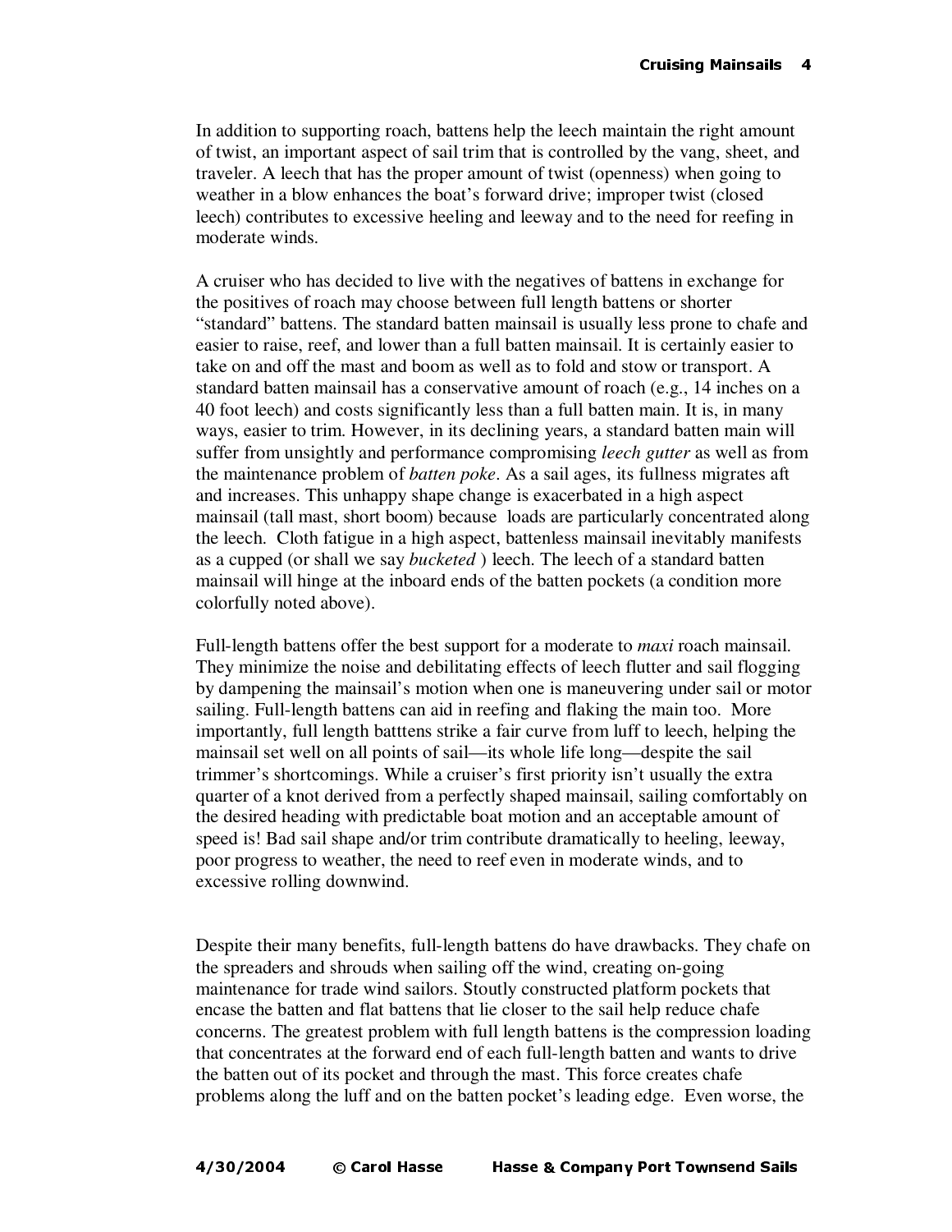In addition to supporting roach, battens help the leech maintain the right amount of twist, an important aspect of sail trim that is controlled by the vang, sheet, and traveler. A leech that has the proper amount of twist (openness) when going to weather in a blow enhances the boat's forward drive; improper twist (closed leech) contributes to excessive heeling and leeway and to the need for reefing in moderate winds.

A cruiser who has decided to live with the negatives of battens in exchange for the positives of roach may choose between full length battens or shorter "standard" battens. The standard batten mainsail is usually less prone to chafe and easier to raise, reef, and lower than a full batten mainsail. It is certainly easier to take on and off the mast and boom as well as to fold and stow or transport. A standard batten mainsail has a conservative amount of roach (e.g., 14 inches on a 40 foot leech) and costs significantly less than a full batten main. It is, in many ways, easier to trim. However, in its declining years, a standard batten main will suffer from unsightly and performance compromising *leech gutter* as well as from the maintenance problem of *batten poke*. As a sail ages, its fullness migrates aft and increases. This unhappy shape change is exacerbated in a high aspect mainsail (tall mast, short boom) because loads are particularly concentrated along the leech. Cloth fatigue in a high aspect, battenless mainsail inevitably manifests as a cupped (or shall we say *bucketed* ) leech. The leech of a standard batten mainsail will hinge at the inboard ends of the batten pockets (a condition more colorfully noted above).

Full-length battens offer the best support for a moderate to *maxi* roach mainsail. They minimize the noise and debilitating effects of leech flutter and sail flogging by dampening the mainsail's motion when one is maneuvering under sail or motor sailing. Full-length battens can aid in reefing and flaking the main too. More importantly, full length batttens strike a fair curve from luff to leech, helping the mainsail set well on all points of sail—its whole life long—despite the sail trimmer's shortcomings. While a cruiser's first priority isn't usually the extra quarter of a knot derived from a perfectly shaped mainsail, sailing comfortably on the desired heading with predictable boat motion and an acceptable amount of speed is! Bad sail shape and/or trim contribute dramatically to heeling, leeway, poor progress to weather, the need to reef even in moderate winds, and to excessive rolling downwind.

Despite their many benefits, full-length battens do have drawbacks. They chafe on the spreaders and shrouds when sailing off the wind, creating on-going maintenance for trade wind sailors. Stoutly constructed platform pockets that encase the batten and flat battens that lie closer to the sail help reduce chafe concerns. The greatest problem with full length battens is the compression loading that concentrates at the forward end of each full-length batten and wants to drive the batten out of its pocket and through the mast. This force creates chafe problems along the luff and on the batten pocket's leading edge. Even worse, the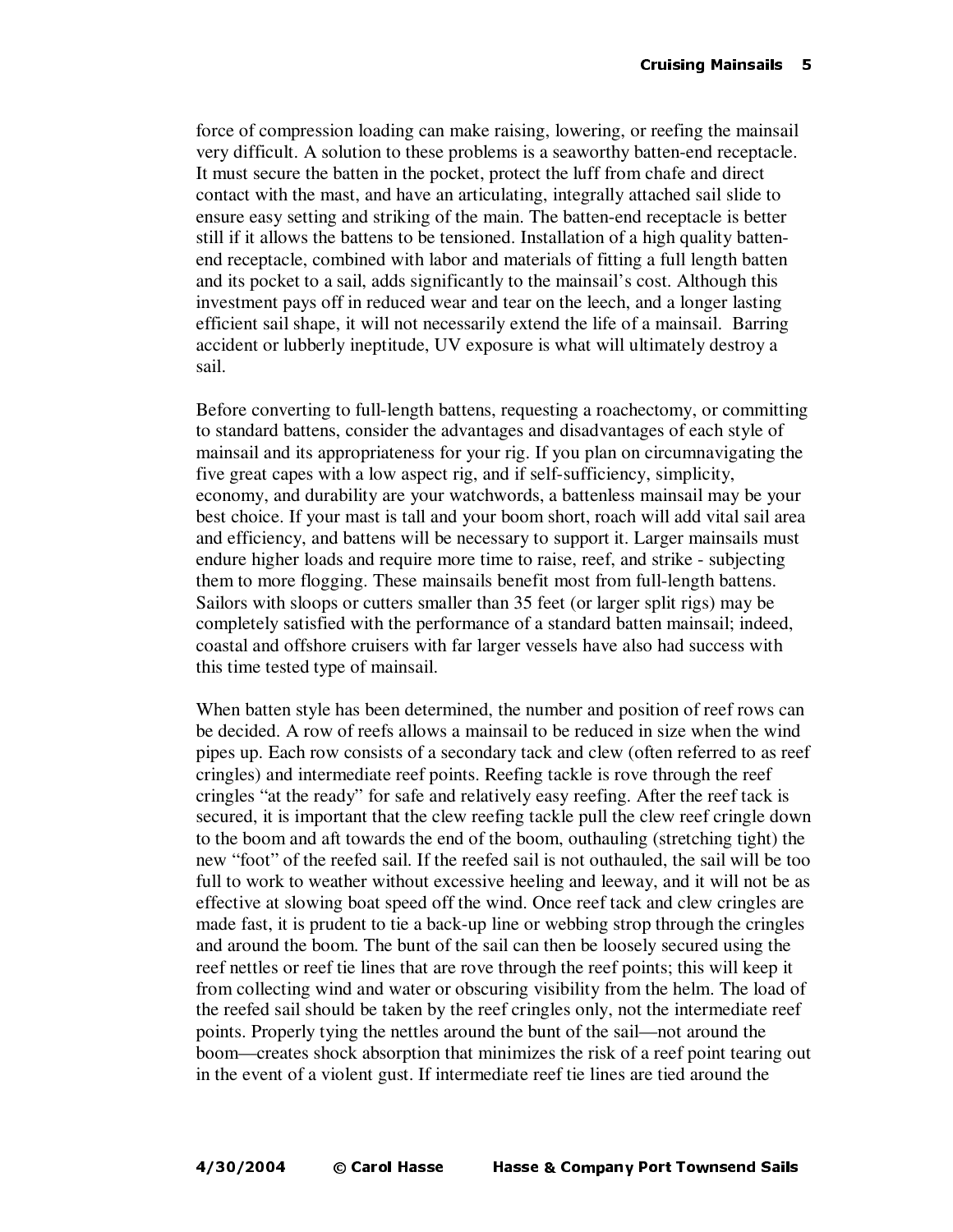force of compression loading can make raising, lowering, or reefing the mainsail very difficult. A solution to these problems is a seaworthy batten-end receptacle. It must secure the batten in the pocket, protect the luff from chafe and direct contact with the mast, and have an articulating, integrally attached sail slide to ensure easy setting and striking of the main. The batten-end receptacle is better still if it allows the battens to be tensioned. Installation of a high quality batten-end receptacle, combined with labor and materials of fitting a full length batten and its pocket to a sail, adds significantly to the mainsail's cost. Although this investment pays off in reduced wear and tear on the leech, and a longer lasting efficient sail shape, it will not necessarily extend the life of a mainsail. Barring accident or lubberly ineptitude, UV exposure is what will ultimately destroy a sail.

Before converting to full-length battens, requesting a roachectomy, or committing to standard battens, consider the advantages and disadvantages of each style of mainsail and its appropriateness for your rig. If you plan on circumnavigating the five great capes with a low aspect rig, and if self-sufficiency, simplicity, economy, and durability are your watchwords, a battenless mainsail may be your best choice. If your mast is tall and your boom short, roach will add vital sail area and efficiency, and battens will be necessary to support it. Larger mainsails must endure higher loads and require more time to raise, reef, and strike - subjecting them to more flogging. These mainsails benefit most from full-length battens. Sailors with sloops or cutters smaller than 35 feet (or larger split rigs) may be completely satisfied with the performance of a standard batten mainsail; indeed, coastal and offshore cruisers with far larger vessels have also had success with this time tested type of mainsail.

When batten style has been determined, the number and position of reef rows can be decided. A row of reefs allows a mainsail to be reduced in size when the wind pipes up. Each row consists of a secondary tack and clew (often referred to as reef cringles) and intermediate reef points. Reefing tackle is rove through the reef cringles "at the ready" for safe and relatively easy reefing. After the reef tack is secured, it is important that the clew reefing tackle pull the clew reef cringle down to the boom and aft towards the end of the boom, outhauling (stretching tight) the new "foot" of the reefed sail. If the reefed sail is not outhauled, the sail will be too full to work to weather without excessive heeling and leeway, and it will not be as effective at slowing boat speed off the wind. Once reef tack and clew cringles are made fast, it is prudent to tie a back-up line or webbing strop through the cringles and around the boom. The bunt of the sail can then be loosely secured using the reef nettles or reef tie lines that are rove through the reef points; this will keep it from collecting wind and water or obscuring visibility from the helm. The load of the reefed sail should be taken by the reef cringles only, not the intermediate reef points. Properly tying the nettles around the bunt of the sail—not around the boom—creates shock absorption that minimizes the risk of a reef point tearing out in the event of a violent gust. If intermediate reef tie lines are tied around the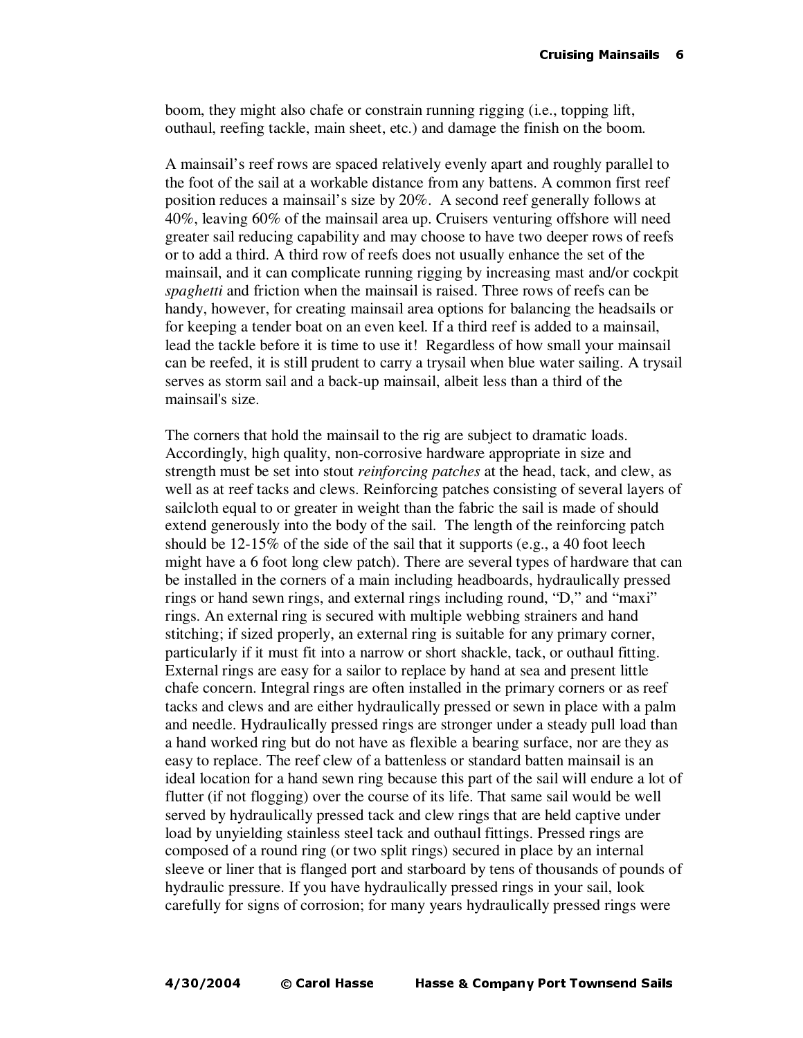boom, they might also chafe or constrain running rigging (i.e., topping lift, outhaul, reefing tackle, main sheet, etc.) and damage the finish on the boom.

A mainsail's reef rows are spaced relatively evenly apart and roughly parallel to the foot of the sail at a workable distance from any battens. A common first reef position reduces a mainsail's size by 20%. A second reef generally follows at 40%, leaving 60% of the mainsail area up. Cruisers venturing offshore will need greater sail reducing capability and may choose to have two deeper rows of reefs or to add a third. A third row of reefs does not usually enhance the set of the mainsail, and it can complicate running rigging by increasing mast and/or cockpit *spaghetti* and friction when the mainsail is raised. Three rows of reefs can be handy, however, for creating mainsail area options for balancing the headsails or for keeping a tender boat on an even keel. If a third reef is added to a mainsail, lead the tackle before it is time to use it! Regardless of how small your mainsail can be reefed, it is still prudent to carry a trysail when blue water sailing. A trysail serves as storm sail and a back-up mainsail, albeit less than a third of the mainsail's size.

The corners that hold the mainsail to the rig are subject to dramatic loads. Accordingly, high quality, non-corrosive hardware appropriate in size and strength must be set into stout *reinforcing patches* at the head, tack, and clew, as well as at reef tacks and clews. Reinforcing patches consisting of several layers of sailcloth equal to or greater in weight than the fabric the sail is made of should extend generously into the body of the sail. The length of the reinforcing patch should be 12-15% of the side of the sail that it supports (e.g., a 40 foot leech might have a 6 foot long clew patch). There are several types of hardware that can be installed in the corners of a main including headboards, hydraulically pressed rings or hand sewn rings, and external rings including round, "D," and "maxi" rings. An external ring is secured with multiple webbing strainers and hand stitching; if sized properly, an external ring is suitable for any primary corner, particularly if it must fit into a narrow or short shackle, tack, or outhaul fitting. External rings are easy for a sailor to replace by hand at sea and present little chafe concern. Integral rings are often installed in the primary corners or as reef tacks and clews and are either hydraulically pressed or sewn in place with a palm and needle. Hydraulically pressed rings are stronger under a steady pull load than a hand worked ring but do not have as flexible a bearing surface, nor are they as easy to replace. The reef clew of a battenless or standard batten mainsail is an ideal location for a hand sewn ring because this part of the sail will endure a lot of flutter (if not flogging) over the course of its life. That same sail would be well served by hydraulically pressed tack and clew rings that are held captive under load by unyielding stainless steel tack and outhaul fittings. Pressed rings are composed of a round ring (or two split rings) secured in place by an internal sleeve or liner that is flanged port and starboard by tens of thousands of pounds of hydraulic pressure. If you have hydraulically pressed rings in your sail, look carefully for signs of corrosion; for many years hydraulically pressed rings were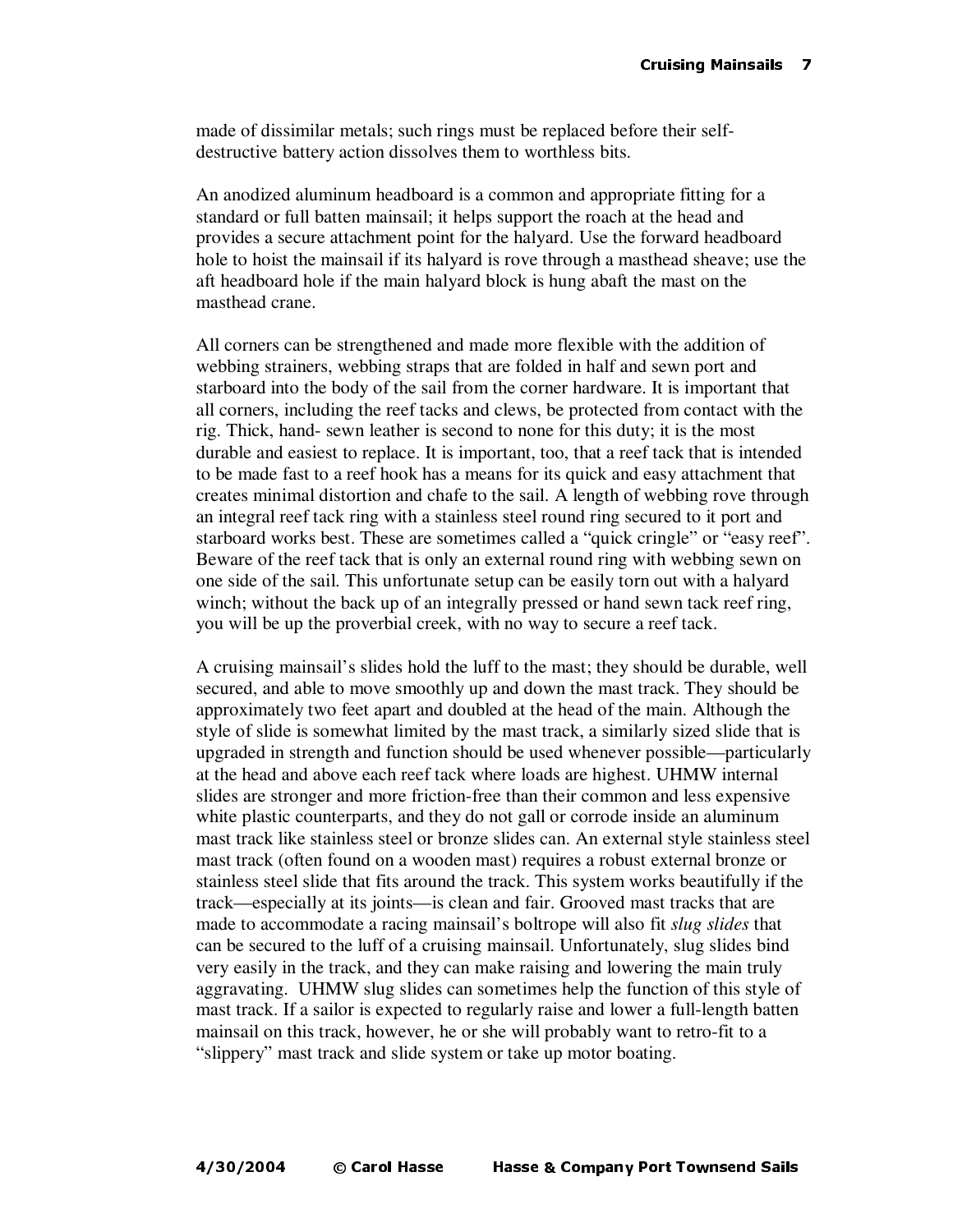made of dissimilar metals; such rings must be replaced before their self-destructive battery action dissolves them to worthless bits.

An anodized aluminum headboard is a common and appropriate fitting for a standard or full batten mainsail; it helps support the roach at the head and provides a secure attachment point for the halyard. Use the forward headboard hole to hoist the mainsail if its halyard is rove through a masthead sheave; use the aft headboard hole if the main halyard block is hung abaft the mast on the masthead crane.

All corners can be strengthened and made more flexible with the addition of webbing strainers, webbing straps that are folded in half and sewn port and starboard into the body of the sail from the corner hardware. It is important that all corners, including the reef tacks and clews, be protected from contact with the rig. Thick, hand- sewn leather is second to none for this duty; it is the most durable and easiest to replace. It is important, too, that a reef tack that is intended to be made fast to a reef hook has a means for its quick and easy attachment that creates minimal distortion and chafe to the sail. A length of webbing rove through an integral reef tack ring with a stainless steel round ring secured to it port and starboard works best. These are sometimes called a "quick cringle" or "easy reef". Beware of the reef tack that is only an external round ring with webbing sewn on one side of the sail. This unfortunate setup can be easily torn out with a halyard winch; without the back up of an integrally pressed or hand sewn tack reef ring, you will be up the proverbial creek, with no way to secure a reef tack.

A cruising mainsail's slides hold the luff to the mast; they should be durable, well secured, and able to move smoothly up and down the mast track. They should be approximately two feet apart and doubled at the head of the main. Although the style of slide is somewhat limited by the mast track, a similarly sized slide that is upgraded in strength and function should be used whenever possible—particularly at the head and above each reef tack where loads are highest. UHMW internal slides are stronger and more friction-free than their common and less expensive white plastic counterparts, and they do not gall or corrode inside an aluminum mast track like stainless steel or bronze slides can. An external style stainless steel mast track (often found on a wooden mast) requires a robust external bronze or stainless steel slide that fits around the track. This system works beautifully if the track—especially at its joints—is clean and fair. Grooved mast tracks that are made to accommodate a racing mainsail's boltrope will also fit *slug slides* that can be secured to the luff of a cruising mainsail. Unfortunately, slug slides bind very easily in the track, and they can make raising and lowering the main truly aggravating. UHMW slug slides can sometimes help the function of this style of mast track. If a sailor is expected to regularly raise and lower a full-length batten mainsail on this track, however, he or she will probably want to retro-fit to a "slippery" mast track and slide system or take up motor boating.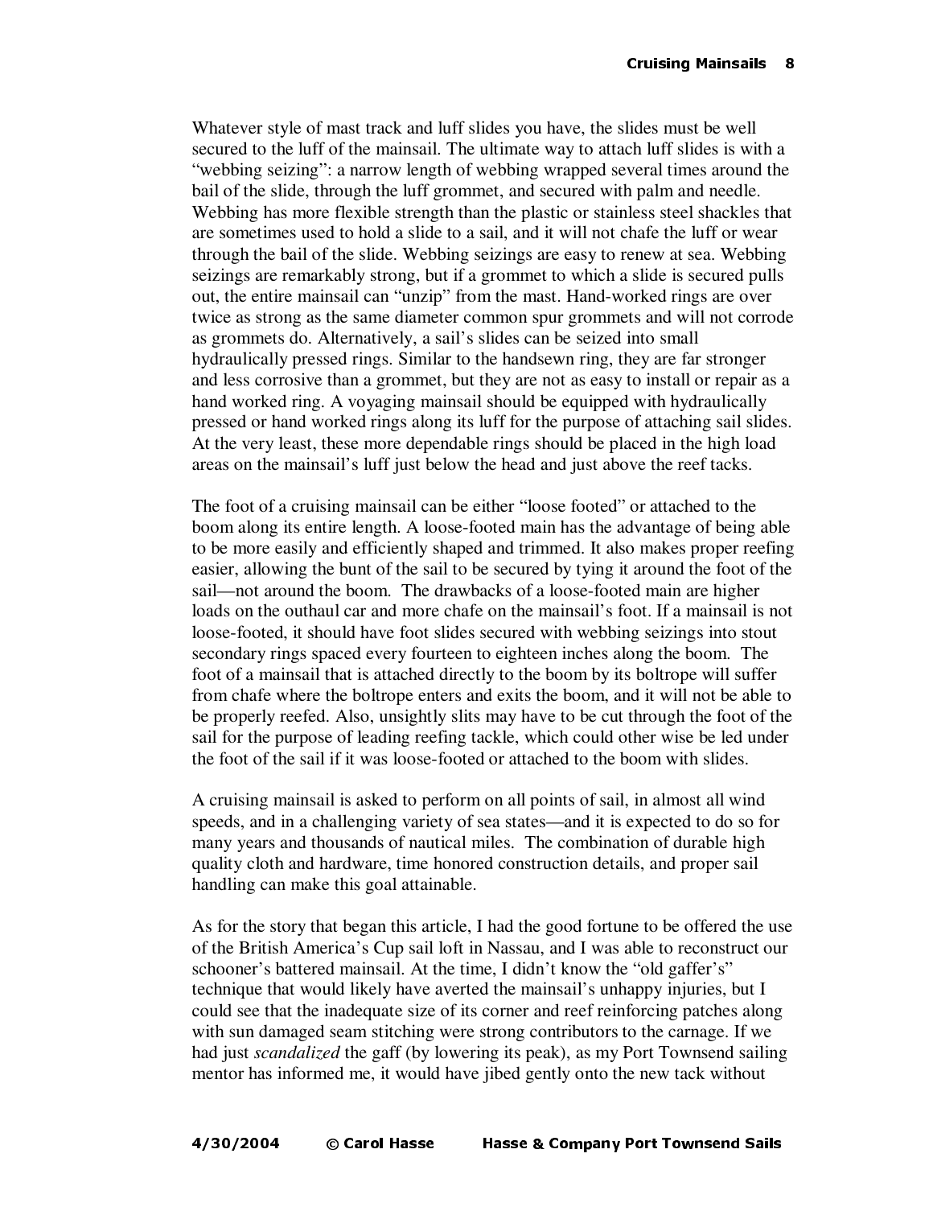Whatever style of mast track and luff slides you have, the slides must be well secured to the luff of the mainsail. The ultimate way to attach luff slides is with a "webbing seizing": a narrow length of webbing wrapped several times around the bail of the slide, through the luff grommet, and secured with palm and needle. Webbing has more flexible strength than the plastic or stainless steel shackles that are sometimes used to hold a slide to a sail, and it will not chafe the luff or wear through the bail of the slide. Webbing seizings are easy to renew at sea. Webbing seizings are remarkably strong, but if a grommet to which a slide is secured pulls out, the entire mainsail can "unzip" from the mast. Hand-worked rings are over twice as strong as the same diameter common spur grommets and will not corrode as grommets do. Alternatively, a sail's slides can be seized into small hydraulically pressed rings. Similar to the handsewn ring, they are far stronger and less corrosive than a grommet, but they are not as easy to install or repair as a hand worked ring. A voyaging mainsail should be equipped with hydraulically pressed or hand worked rings along its luff for the purpose of attaching sail slides. At the very least, these more dependable rings should be placed in the high load areas on the mainsail's luff just below the head and just above the reef tacks.

The foot of a cruising mainsail can be either "loose footed" or attached to the boom along its entire length. A loose-footed main has the advantage of being able to be more easily and efficiently shaped and trimmed. It also makes proper reefing easier, allowing the bunt of the sail to be secured by tying it around the foot of the sail—not around the boom. The drawbacks of a loose-footed main are higher loads on the outhaul car and more chafe on the mainsail's foot. If a mainsail is not loose-footed, it should have foot slides secured with webbing seizings into stout secondary rings spaced every fourteen to eighteen inches along the boom. The foot of a mainsail that is attached directly to the boom by its boltrope will suffer from chafe where the boltrope enters and exits the boom, and it will not be able to be properly reefed. Also, unsightly slits may have to be cut through the foot of the sail for the purpose of leading reefing tackle, which could other wise be led under the foot of the sail if it was loose-footed or attached to the boom with slides.

A cruising mainsail is asked to perform on all points of sail, in almost all wind speeds, and in a challenging variety of sea states—and it is expected to do so for many years and thousands of nautical miles. The combination of durable high quality cloth and hardware, time honored construction details, and proper sail handling can make this goal attainable.

As for the story that began this article, I had the good fortune to be offered the use of the British America's Cup sail loft in Nassau, and I was able to reconstruct our schooner's battered mainsail. At the time, I didn't know the "old gaffer's" technique that would likely have averted the mainsail's unhappy injuries, but I could see that the inadequate size of its corner and reef reinforcing patches along with sun damaged seam stitching were strong contributors to the carnage. If we had just *scandalized* the gaff (by lowering its peak), as my Port Townsend sailing mentor has informed me, it would have jibed gently onto the new tack without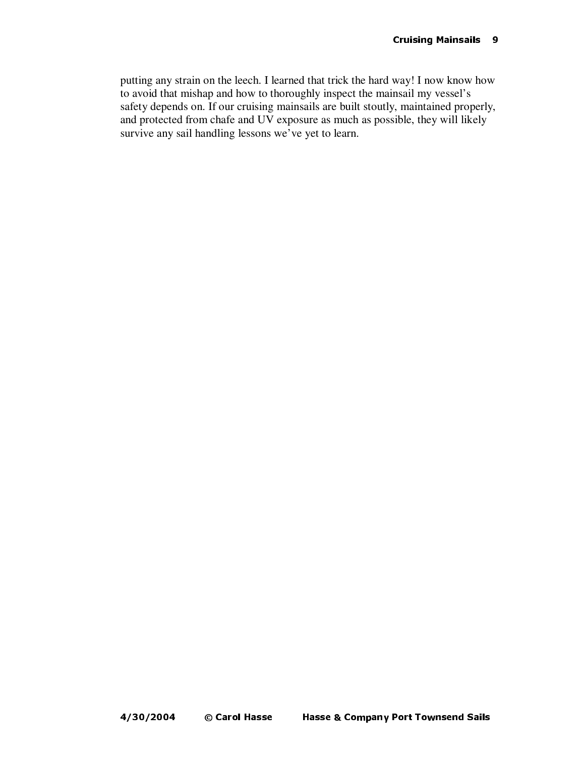putting any strain on the leech. I learned that trick the hard way! I now know how to avoid that mishap and how to thoroughly inspect the mainsail my vessel's safety depends on. If our cruising mainsails are built stoutly, maintained properly, and protected from chafe and UV exposure as much as possible, they will likely survive any sail handling lessons we've yet to learn.